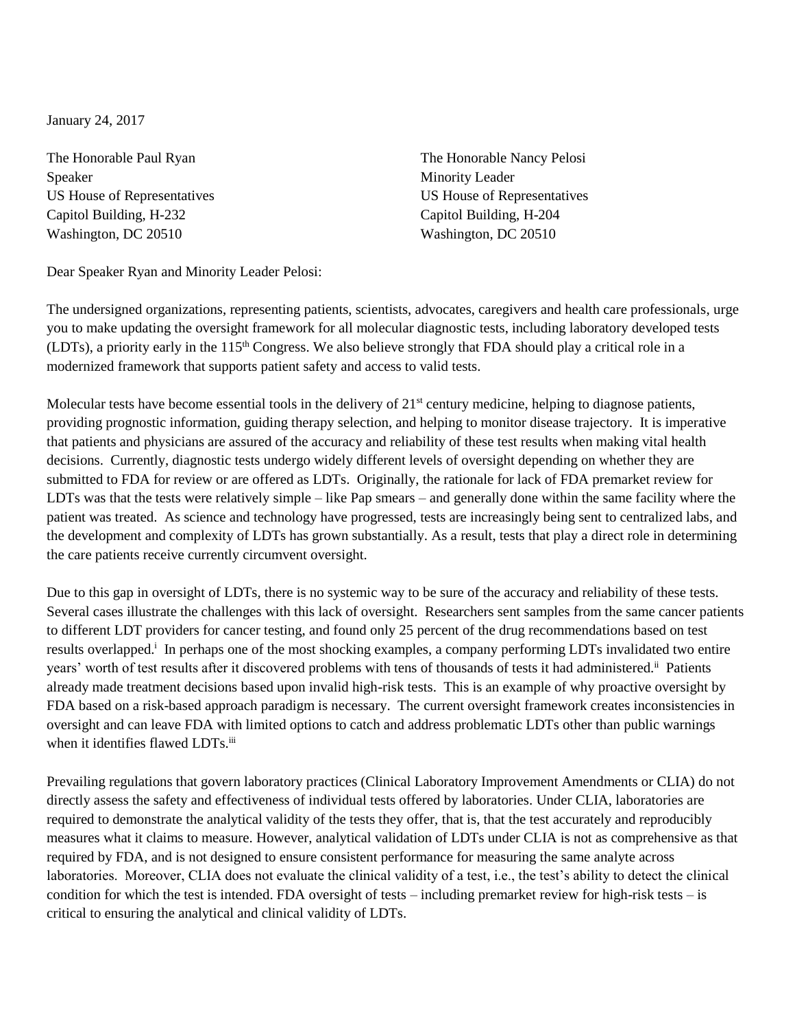January 24, 2017

The Honorable Paul Ryan
Speaker
US House of Representatives
Capitol Building, H-232
Washington, DC 20510

The Honorable Nancy Pelosi
Minority Leader
US House of Representatives
Capitol Building, H-204
Washington, DC 20510

Dear Speaker Ryan and Minority Leader Pelosi:

The undersigned organizations, representing patients, scientists, advocates, caregivers and health care professionals, urge you to make updating the oversight framework for all molecular diagnostic tests, including laboratory developed tests (LDTs), a priority early in the 115th Congress. We also believe strongly that FDA should play a critical role in a modernized framework that supports patient safety and access to valid tests.

Molecular tests have become essential tools in the delivery of 21st century medicine, helping to diagnose patients, providing prognostic information, guiding therapy selection, and helping to monitor disease trajectory. It is imperative that patients and physicians are assured of the accuracy and reliability of these test results when making vital health decisions. Currently, diagnostic tests undergo widely different levels of oversight depending on whether they are submitted to FDA for review or are offered as LDTs. Originally, the rationale for lack of FDA premarket review for LDTs was that the tests were relatively simple – like Pap smears – and generally done within the same facility where the patient was treated. As science and technology have progressed, tests are increasingly being sent to centralized labs, and the development and complexity of LDTs has grown substantially. As a result, tests that play a direct role in determining the care patients receive currently circumvent oversight.

Due to this gap in oversight of LDTs, there is no systemic way to be sure of the accuracy and reliability of these tests. Several cases illustrate the challenges with this lack of oversight. Researchers sent samples from the same cancer patients to different LDT providers for cancer testing, and found only 25 percent of the drug recommendations based on test results overlapped.[i] In perhaps one of the most shocking examples, a company performing LDTs invalidated two entire years' worth of test results after it discovered problems with tens of thousands of tests it had administered.[ii] Patients already made treatment decisions based upon invalid high-risk tests. This is an example of why proactive oversight by FDA based on a risk-based approach paradigm is necessary. The current oversight framework creates inconsistencies in oversight and can leave FDA with limited options to catch and address problematic LDTs other than public warnings when it identifies flawed LDTs.[iii]

Prevailing regulations that govern laboratory practices (Clinical Laboratory Improvement Amendments or CLIA) do not directly assess the safety and effectiveness of individual tests offered by laboratories. Under CLIA, laboratories are required to demonstrate the analytical validity of the tests they offer, that is, that the test accurately and reproducibly measures what it claims to measure. However, analytical validation of LDTs under CLIA is not as comprehensive as that required by FDA, and is not designed to ensure consistent performance for measuring the same analyte across laboratories. Moreover, CLIA does not evaluate the clinical validity of a test, i.e., the test's ability to detect the clinical condition for which the test is intended. FDA oversight of tests – including premarket review for high-risk tests – is critical to ensuring the analytical and clinical validity of LDTs.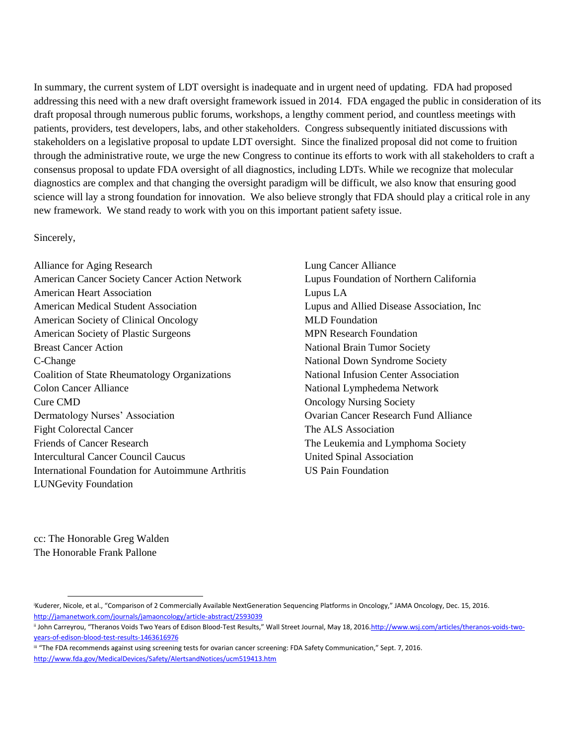In summary, the current system of LDT oversight is inadequate and in urgent need of updating. FDA had proposed addressing this need with a new draft oversight framework issued in 2014. FDA engaged the public in consideration of its draft proposal through numerous public forums, workshops, a lengthy comment period, and countless meetings with patients, providers, test developers, labs, and other stakeholders. Congress subsequently initiated discussions with stakeholders on a legislative proposal to update LDT oversight. Since the finalized proposal did not come to fruition through the administrative route, we urge the new Congress to continue its efforts to work with all stakeholders to craft a consensus proposal to update FDA oversight of all diagnostics, including LDTs. While we recognize that molecular diagnostics are complex and that changing the oversight paradigm will be difficult, we also know that ensuring good science will lay a strong foundation for innovation. We also believe strongly that FDA should play a critical role in any new framework. We stand ready to work with you on this important patient safety issue.

Sincerely,

Alliance for Aging Research
American Cancer Society Cancer Action Network
American Heart Association
American Medical Student Association
American Society of Clinical Oncology
American Society of Plastic Surgeons
Breast Cancer Action
C-Change
Coalition of State Rheumatology Organizations
Colon Cancer Alliance
Cure CMD
Dermatology Nurses' Association
Fight Colorectal Cancer
Friends of Cancer Research
Intercultural Cancer Council Caucus
International Foundation for Autoimmune Arthritis
LUNGevity Foundation
Lung Cancer Alliance
Lupus Foundation of Northern California
Lupus LA
Lupus and Allied Disease Association, Inc
MLD Foundation
MPN Research Foundation
National Brain Tumor Society
National Down Syndrome Society
National Infusion Center Association
National Lymphedema Network
Oncology Nursing Society
Ovarian Cancer Research Fund Alliance
The ALS Association
The Leukemia and Lymphoma Society
United Spinal Association
US Pain Foundation

cc: The Honorable Greg Walden
The Honorable Frank Pallone

---

[i] Kuderer, Nicole, et al., "Comparison of 2 Commercially Available NextGeneration Sequencing Platforms in Oncology," JAMA Oncology, Dec. 15, 2016. http://jamanetwork.com/journals/jamaoncology/article-abstract/2593039

[ii] John Carreyrou, "Theranos Voids Two Years of Edison Blood-Test Results," Wall Street Journal, May 18, 2016.http://www.wsj.com/articles/theranos-voids-two-years-of-edison-blood-test-results-1463616976

[iii] "The FDA recommends against using screening tests for ovarian cancer screening: FDA Safety Communication," Sept. 7, 2016. http://www.fda.gov/MedicalDevices/Safety/AlertsandNotices/ucm519413.htm